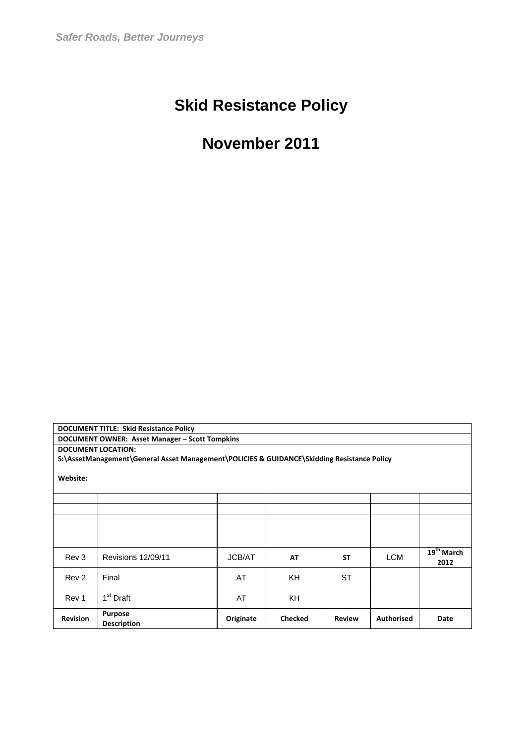*Safer Roads, Better Journeys*

# Skid Resistance Policy

# November 2011

| **DOCUMENT TITLE: Skid Resistance Policy** | | | | | | |
|---|---|---|---|---|---|---|
| **DOCUMENT OWNER: Asset Manager – Scott Tompkins** | | | | | | |
| **DOCUMENT LOCATION:** **S:\AssetManagement\General Asset Management\POLICIES & GUIDANCE\Skidding Resistance Policy** **Website:** | | | | | | |
| | | | | | | |
| | | | | | | |
| | | | | | | |
| | | | | | | |
| Rev 3 | Revisions 12/09/11 | JCB/AT | **AT** | **ST** | LCM | **19th March 2012** |
| Rev 2 | Final | AT | KH | ST | | |
| Rev 1 | 1st Draft | AT | KH | | | |
| **Revision** | **Purpose Description** | **Originate** | **Checked** | **Review** | **Authorised** | **Date** |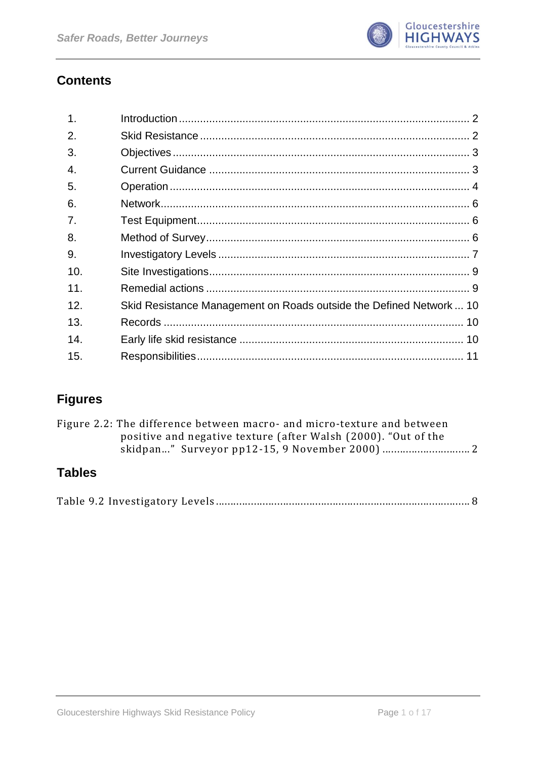## Contents

| | | |
|---|---|---|
| 1. | Introduction | 2 |
| 2. | Skid Resistance | 2 |
| 3. | Objectives | 3 |
| 4. | Current Guidance | 3 |
| 5. | Operation | 4 |
| 6. | Network | 6 |
| 7. | Test Equipment | 6 |
| 8. | Method of Survey | 6 |
| 9. | Investigatory Levels | 7 |
| 10. | Site Investigations | 9 |
| 11. | Remedial actions | 9 |
| 12. | Skid Resistance Management on Roads outside the Defined Network | 10 |
| 13. | Records | 10 |
| 14. | Early life skid resistance | 10 |
| 15. | Responsibilities | 11 |

## Figures

Figure 2.2: The difference between macro- and micro-texture and between positive and negative texture (after Walsh (2000). "Out of the skidpan…" Surveyor pp12-15, 9 November 2000) .......... 2

## Tables

Table 9.2 Investigatory Levels .......... 8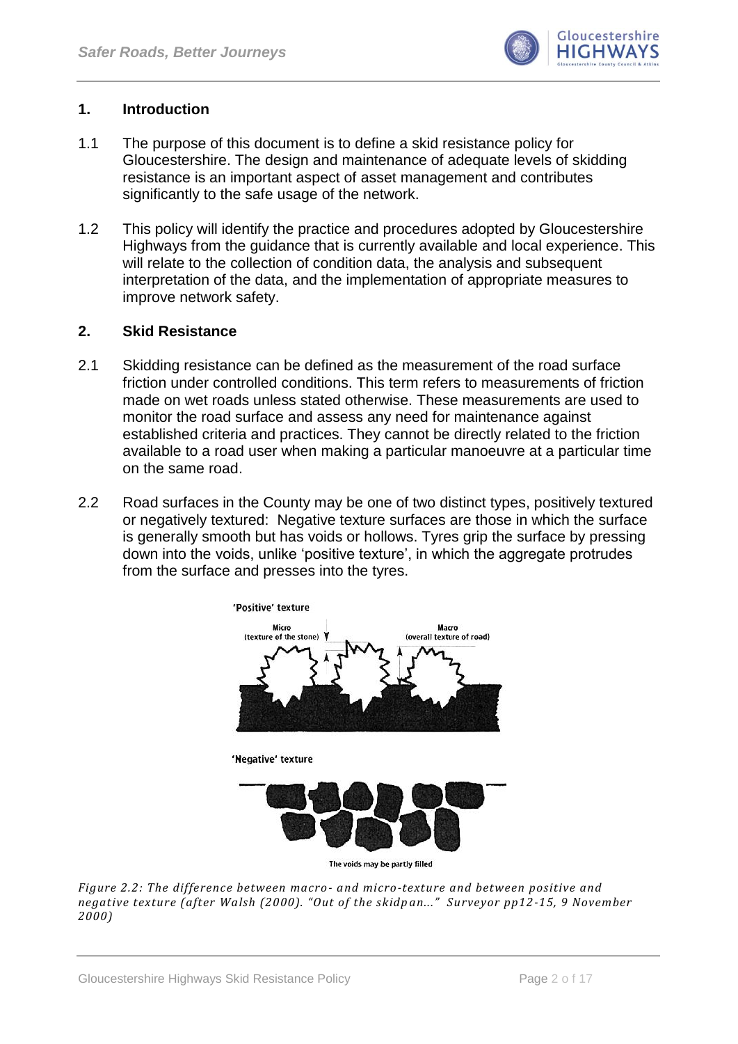## 1. Introduction

1.1 The purpose of this document is to define a skid resistance policy for Gloucestershire. The design and maintenance of adequate levels of skidding resistance is an important aspect of asset management and contributes significantly to the safe usage of the network.

1.2 This policy will identify the practice and procedures adopted by Gloucestershire Highways from the guidance that is currently available and local experience. This will relate to the collection of condition data, the analysis and subsequent interpretation of the data, and the implementation of appropriate measures to improve network safety.

## 2. Skid Resistance

2.1 Skidding resistance can be defined as the measurement of the road surface friction under controlled conditions. This term refers to measurements of friction made on wet roads unless stated otherwise. These measurements are used to monitor the road surface and assess any need for maintenance against established criteria and practices. They cannot be directly related to the friction available to a road user when making a particular manoeuvre at a particular time on the same road.

2.2 Road surfaces in the County may be one of two distinct types, positively textured or negatively textured: Negative texture surfaces are those in which the surface is generally smooth but has voids or hollows. Tyres grip the surface by pressing down into the voids, unlike 'positive texture', in which the aggregate protrudes from the surface and presses into the tyres.

'Positive' texture

Micro (texture of the stone) — Macro (overall texture of road)

'Negative' texture

The voids may be partly filled

*Figure 2.2: The difference between macro- and micro-texture and between positive and negative texture (after Walsh (2000). "Out of the skidpan..." Surveyor pp12-15, 9 November 2000)*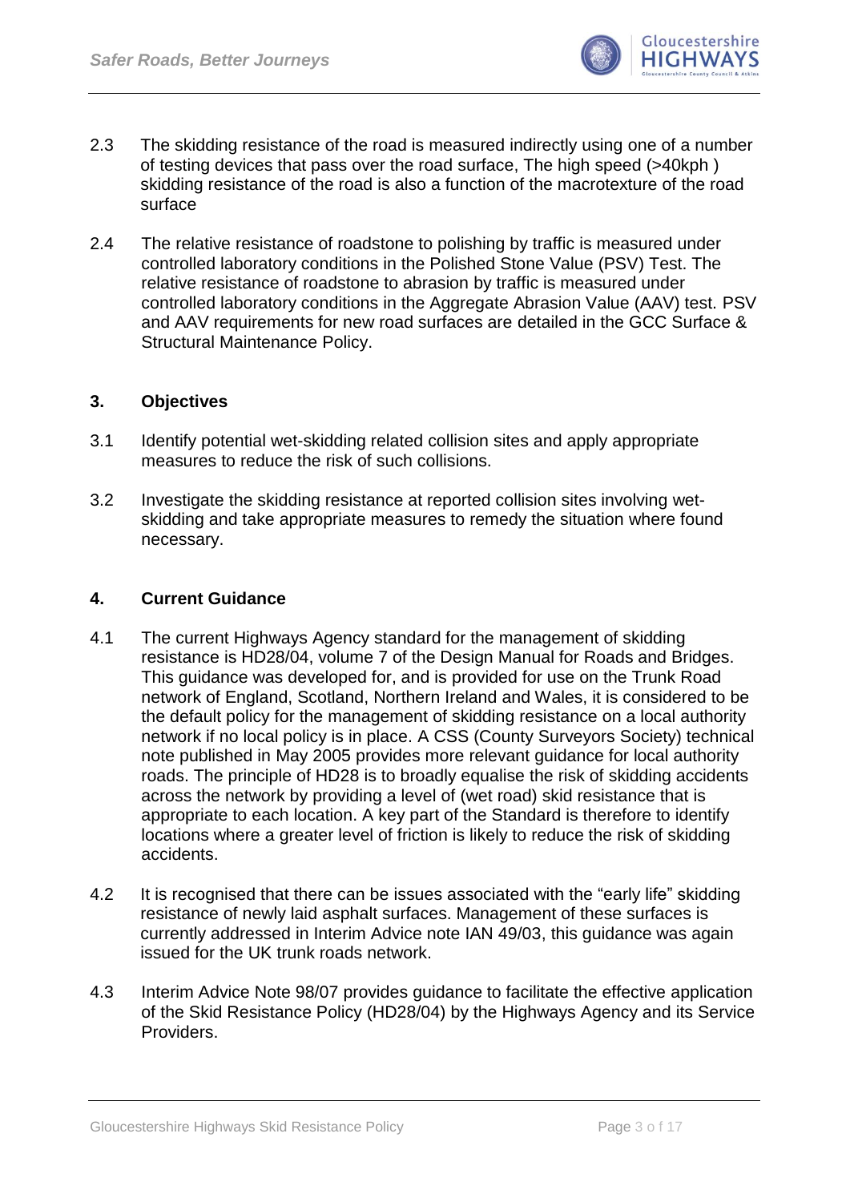2.3 The skidding resistance of the road is measured indirectly using one of a number of testing devices that pass over the road surface, The high speed (>40kph ) skidding resistance of the road is also a function of the macrotexture of the road surface

2.4 The relative resistance of roadstone to polishing by traffic is measured under controlled laboratory conditions in the Polished Stone Value (PSV) Test. The relative resistance of roadstone to abrasion by traffic is measured under controlled laboratory conditions in the Aggregate Abrasion Value (AAV) test. PSV and AAV requirements for new road surfaces are detailed in the GCC Surface & Structural Maintenance Policy.

## 3. Objectives

3.1 Identify potential wet-skidding related collision sites and apply appropriate measures to reduce the risk of such collisions.

3.2 Investigate the skidding resistance at reported collision sites involving wet-skidding and take appropriate measures to remedy the situation where found necessary.

## 4. Current Guidance

4.1 The current Highways Agency standard for the management of skidding resistance is HD28/04, volume 7 of the Design Manual for Roads and Bridges. This guidance was developed for, and is provided for use on the Trunk Road network of England, Scotland, Northern Ireland and Wales, it is considered to be the default policy for the management of skidding resistance on a local authority network if no local policy is in place. A CSS (County Surveyors Society) technical note published in May 2005 provides more relevant guidance for local authority roads. The principle of HD28 is to broadly equalise the risk of skidding accidents across the network by providing a level of (wet road) skid resistance that is appropriate to each location. A key part of the Standard is therefore to identify locations where a greater level of friction is likely to reduce the risk of skidding accidents.

4.2 It is recognised that there can be issues associated with the "early life" skidding resistance of newly laid asphalt surfaces. Management of these surfaces is currently addressed in Interim Advice note IAN 49/03, this guidance was again issued for the UK trunk roads network.

4.3 Interim Advice Note 98/07 provides guidance to facilitate the effective application of the Skid Resistance Policy (HD28/04) by the Highways Agency and its Service Providers.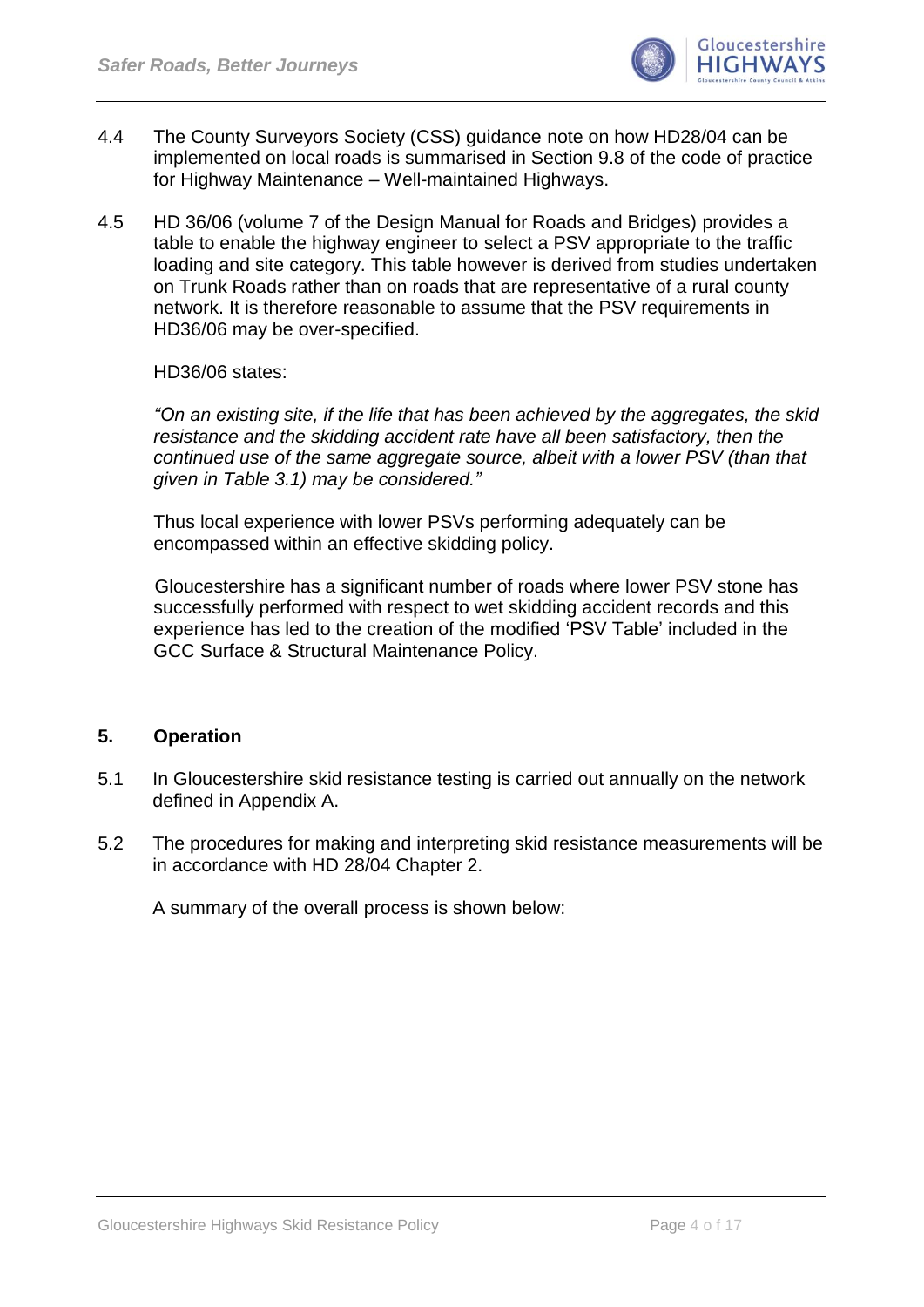4.4 The County Surveyors Society (CSS) guidance note on how HD28/04 can be implemented on local roads is summarised in Section 9.8 of the code of practice for Highway Maintenance – Well-maintained Highways.

4.5 HD 36/06 (volume 7 of the Design Manual for Roads and Bridges) provides a table to enable the highway engineer to select a PSV appropriate to the traffic loading and site category. This table however is derived from studies undertaken on Trunk Roads rather than on roads that are representative of a rural county network. It is therefore reasonable to assume that the PSV requirements in HD36/06 may be over-specified.

HD36/06 states:

*"On an existing site, if the life that has been achieved by the aggregates, the skid resistance and the skidding accident rate have all been satisfactory, then the continued use of the same aggregate source, albeit with a lower PSV (than that given in Table 3.1) may be considered."*

Thus local experience with lower PSVs performing adequately can be encompassed within an effective skidding policy.

Gloucestershire has a significant number of roads where lower PSV stone has successfully performed with respect to wet skidding accident records and this experience has led to the creation of the modified 'PSV Table' included in the GCC Surface & Structural Maintenance Policy.

## 5. Operation

5.1 In Gloucestershire skid resistance testing is carried out annually on the network defined in Appendix A.

5.2 The procedures for making and interpreting skid resistance measurements will be in accordance with HD 28/04 Chapter 2.

A summary of the overall process is shown below: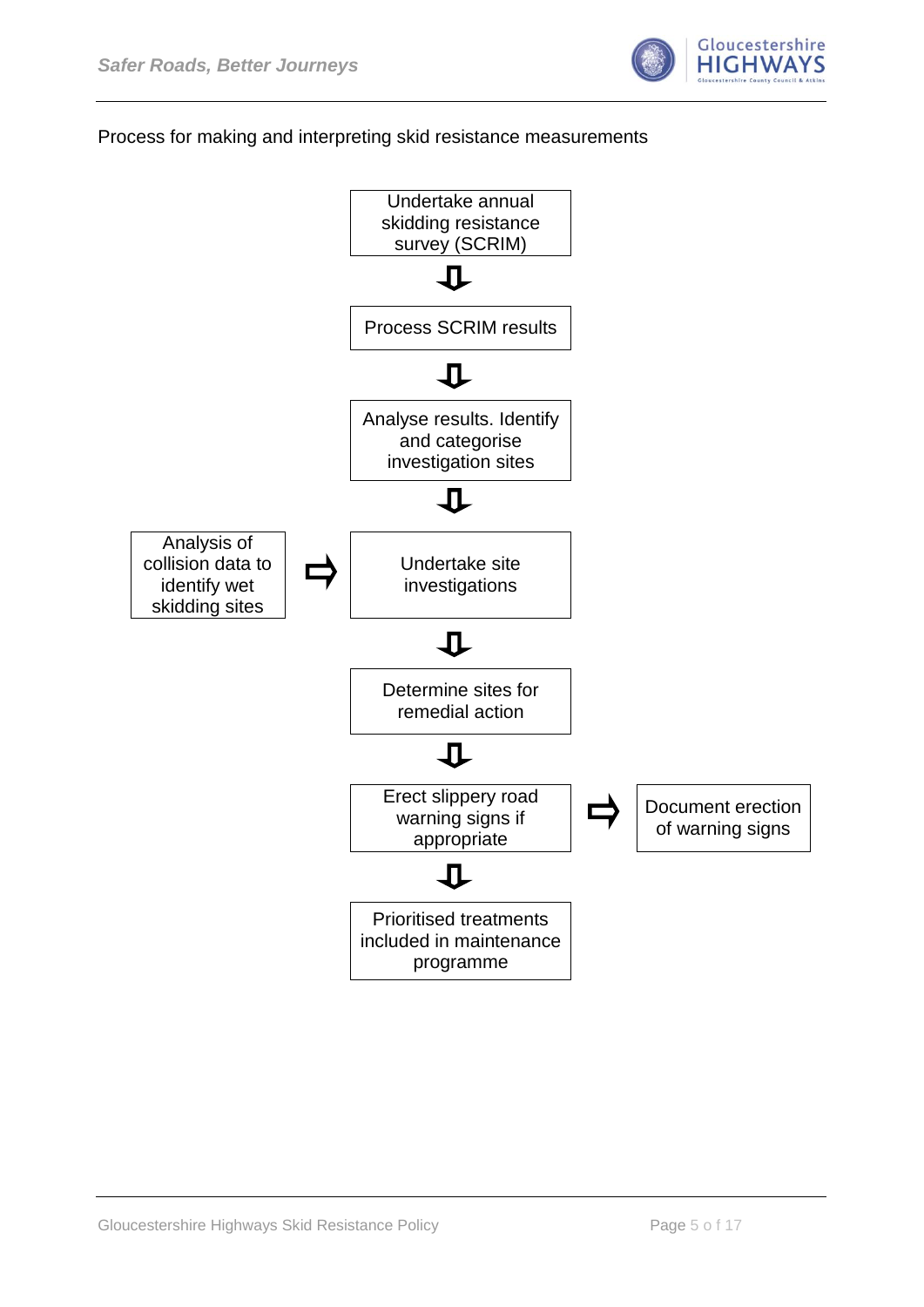Process for making and interpreting skid resistance measurements

Undertake annual skidding resistance survey (SCRIM)

⇩

Process SCRIM results

⇩

Analyse results. Identify and categorise investigation sites

⇩

Analysis of collision data to identify wet skidding sites ⇨ Undertake site investigations

⇩

Determine sites for remedial action

⇩

Erect slippery road warning signs if appropriate ⇨ Document erection of warning signs

⇩

Prioritised treatments included in maintenance programme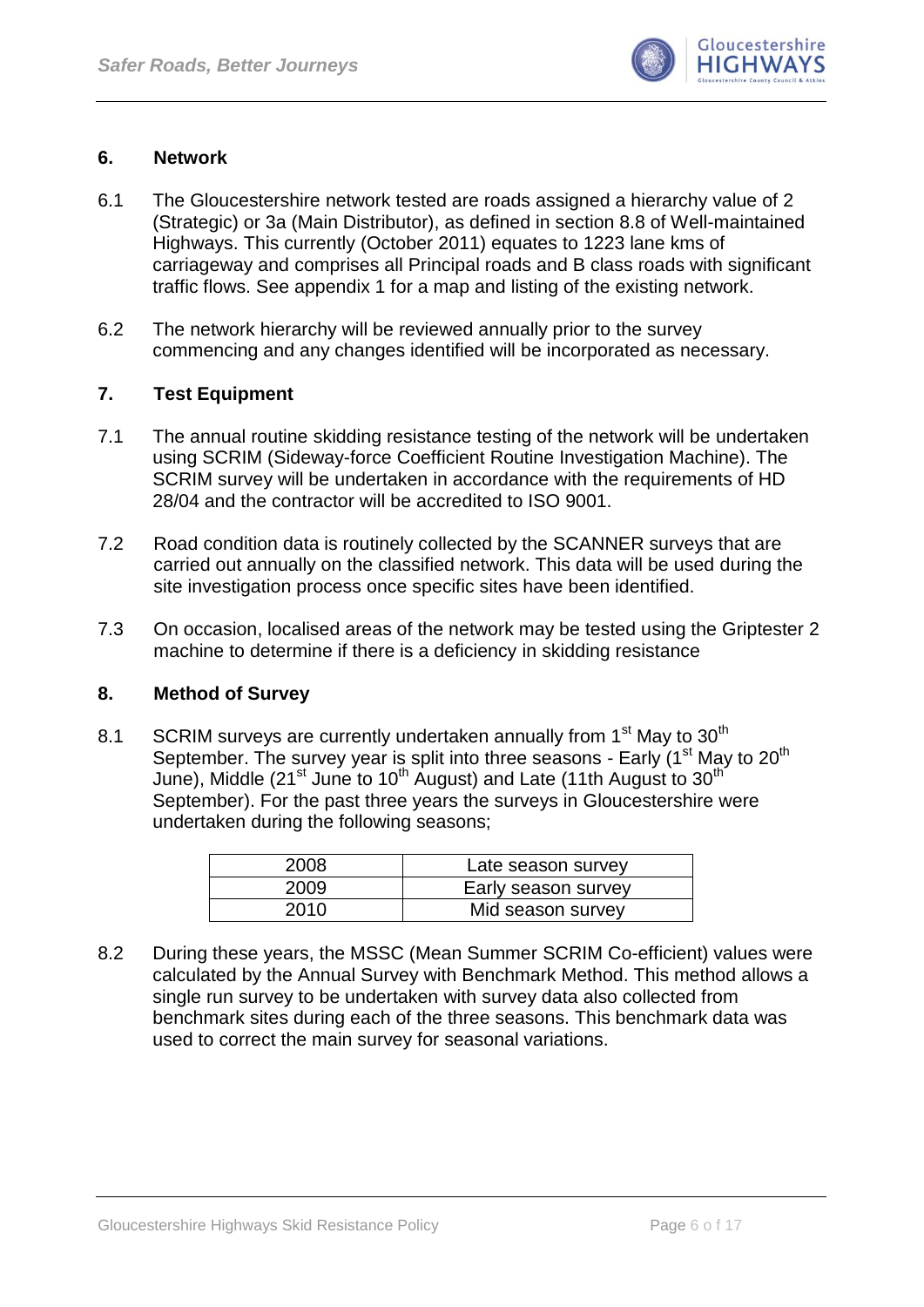## 6. Network

6.1 The Gloucestershire network tested are roads assigned a hierarchy value of 2 (Strategic) or 3a (Main Distributor), as defined in section 8.8 of Well-maintained Highways. This currently (October 2011) equates to 1223 lane kms of carriageway and comprises all Principal roads and B class roads with significant traffic flows. See appendix 1 for a map and listing of the existing network.

6.2 The network hierarchy will be reviewed annually prior to the survey commencing and any changes identified will be incorporated as necessary.

## 7. Test Equipment

7.1 The annual routine skidding resistance testing of the network will be undertaken using SCRIM (Sideway-force Coefficient Routine Investigation Machine). The SCRIM survey will be undertaken in accordance with the requirements of HD 28/04 and the contractor will be accredited to ISO 9001.

7.2 Road condition data is routinely collected by the SCANNER surveys that are carried out annually on the classified network. This data will be used during the site investigation process once specific sites have been identified.

7.3 On occasion, localised areas of the network may be tested using the Griptester 2 machine to determine if there is a deficiency in skidding resistance

## 8. Method of Survey

8.1 SCRIM surveys are currently undertaken annually from 1st May to 30th September. The survey year is split into three seasons - Early (1st May to 20th June), Middle (21st June to 10th August) and Late (11th August to 30th September). For the past three years the surveys in Gloucestershire were undertaken during the following seasons;

| | |
|---|---|
| 2008 | Late season survey |
| 2009 | Early season survey |
| 2010 | Mid season survey |

8.2 During these years, the MSSC (Mean Summer SCRIM Co-efficient) values were calculated by the Annual Survey with Benchmark Method. This method allows a single run survey to be undertaken with survey data also collected from benchmark sites during each of the three seasons. This benchmark data was used to correct the main survey for seasonal variations.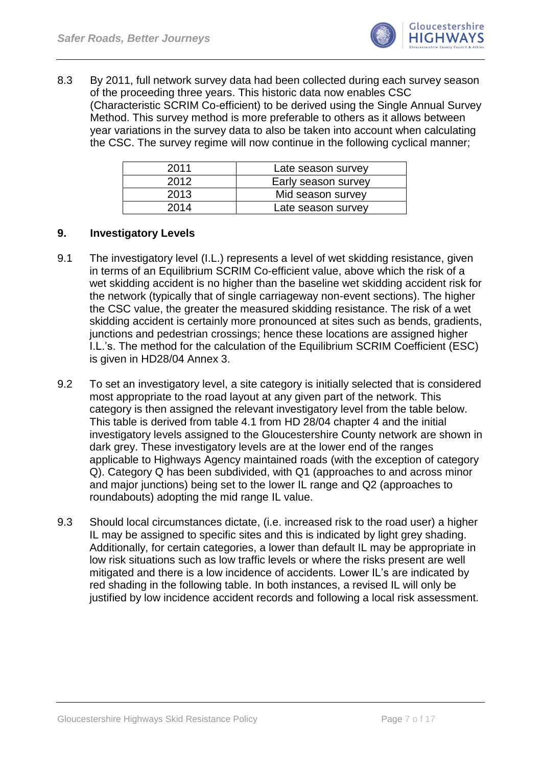8.3 By 2011, full network survey data had been collected during each survey season of the proceeding three years. This historic data now enables CSC (Characteristic SCRIM Co-efficient) to be derived using the Single Annual Survey Method. This survey method is more preferable to others as it allows between year variations in the survey data to also be taken into account when calculating the CSC. The survey regime will now continue in the following cyclical manner;

| 2011 | Late season survey |
|---|---|
| 2012 | Early season survey |
| 2013 | Mid season survey |
| 2014 | Late season survey |

## 9. Investigatory Levels

9.1 The investigatory level (I.L.) represents a level of wet skidding resistance, given in terms of an Equilibrium SCRIM Co-efficient value, above which the risk of a wet skidding accident is no higher than the baseline wet skidding accident risk for the network (typically that of single carriageway non-event sections). The higher the CSC value, the greater the measured skidding resistance. The risk of a wet skidding accident is certainly more pronounced at sites such as bends, gradients, junctions and pedestrian crossings; hence these locations are assigned higher I.L.'s. The method for the calculation of the Equilibrium SCRIM Coefficient (ESC) is given in HD28/04 Annex 3.

9.2 To set an investigatory level, a site category is initially selected that is considered most appropriate to the road layout at any given part of the network. This category is then assigned the relevant investigatory level from the table below. This table is derived from table 4.1 from HD 28/04 chapter 4 and the initial investigatory levels assigned to the Gloucestershire County network are shown in dark grey. These investigatory levels are at the lower end of the ranges applicable to Highways Agency maintained roads (with the exception of category Q). Category Q has been subdivided, with Q1 (approaches to and across minor and major junctions) being set to the lower IL range and Q2 (approaches to roundabouts) adopting the mid range IL value.

9.3 Should local circumstances dictate, (i.e. increased risk to the road user) a higher IL may be assigned to specific sites and this is indicated by light grey shading. Additionally, for certain categories, a lower than default IL may be appropriate in low risk situations such as low traffic levels or where the risks present are well mitigated and there is a low incidence of accidents. Lower IL's are indicated by red shading in the following table. In both instances, a revised IL will only be justified by low incidence accident records and following a local risk assessment.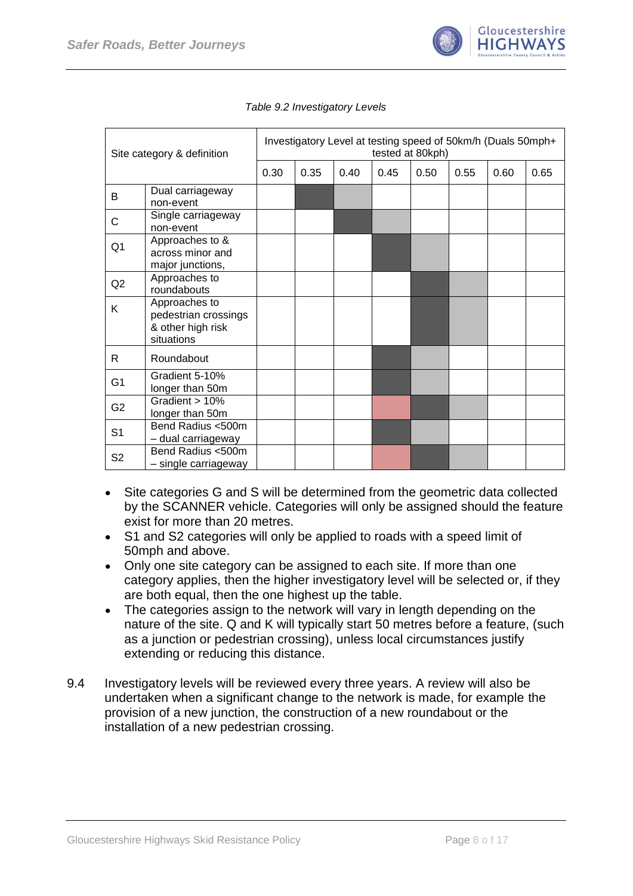*Table 9.2 Investigatory Levels*

| Site category & definition | | Investigatory Level at testing speed of 50km/h (Duals 50mph+ tested at 80kph) | | | | | | | |
|---|---|---|---|---|---|---|---|---|---|
| | | 0.30 | 0.35 | 0.40 | 0.45 | 0.50 | 0.55 | 0.60 | 0.65 |
| B | Dual carriageway non-event | | ■ | ▒ | | | | | |
| C | Single carriageway non-event | | | ■ | ▒ | | | | |
| Q1 | Approaches to & across minor and major junctions, | | | | ■ | ▒ | | | |
| Q2 | Approaches to roundabouts | | | | | ■ | ▒ | | |
| K | Approaches to pedestrian crossings & other high risk situations | | | | | ■ | ▒ | | |
| R | Roundabout | | | | ■ | ▒ | | | |
| G1 | Gradient 5-10% longer than 50m | | | | ■ | ▒ | | | |
| G2 | Gradient > 10% longer than 50m | | | | ░ | ■ | ▒ | | |
| S1 | Bend Radius <500m – dual carriageway | | | | ■ | ▒ | | | |
| S2 | Bend Radius <500m – single carriageway | | | | ░ | ■ | ▒ | | |

- Site categories G and S will be determined from the geometric data collected by the SCANNER vehicle. Categories will only be assigned should the feature exist for more than 20 metres.
- S1 and S2 categories will only be applied to roads with a speed limit of 50mph and above.
- Only one site category can be assigned to each site. If more than one category applies, then the higher investigatory level will be selected or, if they are both equal, then the one highest up the table.
- The categories assign to the network will vary in length depending on the nature of the site. Q and K will typically start 50 metres before a feature, (such as a junction or pedestrian crossing), unless local circumstances justify extending or reducing this distance.

9.4 Investigatory levels will be reviewed every three years. A review will also be undertaken when a significant change to the network is made, for example the provision of a new junction, the construction of a new roundabout or the installation of a new pedestrian crossing.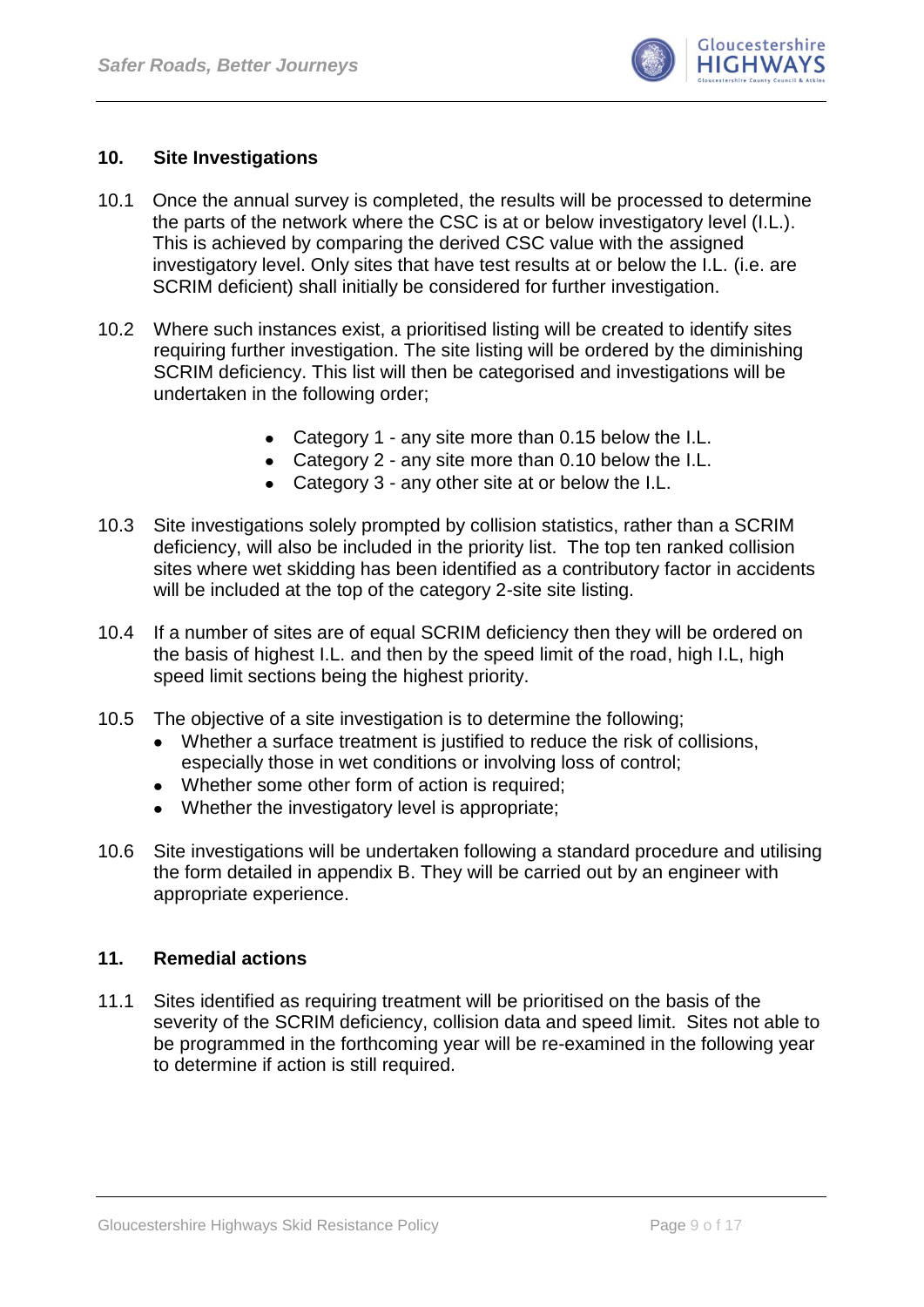## 10. Site Investigations

10.1 Once the annual survey is completed, the results will be processed to determine the parts of the network where the CSC is at or below investigatory level (I.L.). This is achieved by comparing the derived CSC value with the assigned investigatory level. Only sites that have test results at or below the I.L. (i.e. are SCRIM deficient) shall initially be considered for further investigation.

10.2 Where such instances exist, a prioritised listing will be created to identify sites requiring further investigation. The site listing will be ordered by the diminishing SCRIM deficiency. This list will then be categorised and investigations will be undertaken in the following order;

- Category 1 - any site more than 0.15 below the I.L.
- Category 2 - any site more than 0.10 below the I.L.
- Category 3 - any other site at or below the I.L.

10.3 Site investigations solely prompted by collision statistics, rather than a SCRIM deficiency, will also be included in the priority list. The top ten ranked collision sites where wet skidding has been identified as a contributory factor in accidents will be included at the top of the category 2-site site listing.

10.4 If a number of sites are of equal SCRIM deficiency then they will be ordered on the basis of highest I.L. and then by the speed limit of the road, high I.L, high speed limit sections being the highest priority.

10.5 The objective of a site investigation is to determine the following;

- Whether a surface treatment is justified to reduce the risk of collisions, especially those in wet conditions or involving loss of control;
- Whether some other form of action is required;
- Whether the investigatory level is appropriate;

10.6 Site investigations will be undertaken following a standard procedure and utilising the form detailed in appendix B. They will be carried out by an engineer with appropriate experience.

## 11. Remedial actions

11.1 Sites identified as requiring treatment will be prioritised on the basis of the severity of the SCRIM deficiency, collision data and speed limit. Sites not able to be programmed in the forthcoming year will be re-examined in the following year to determine if action is still required.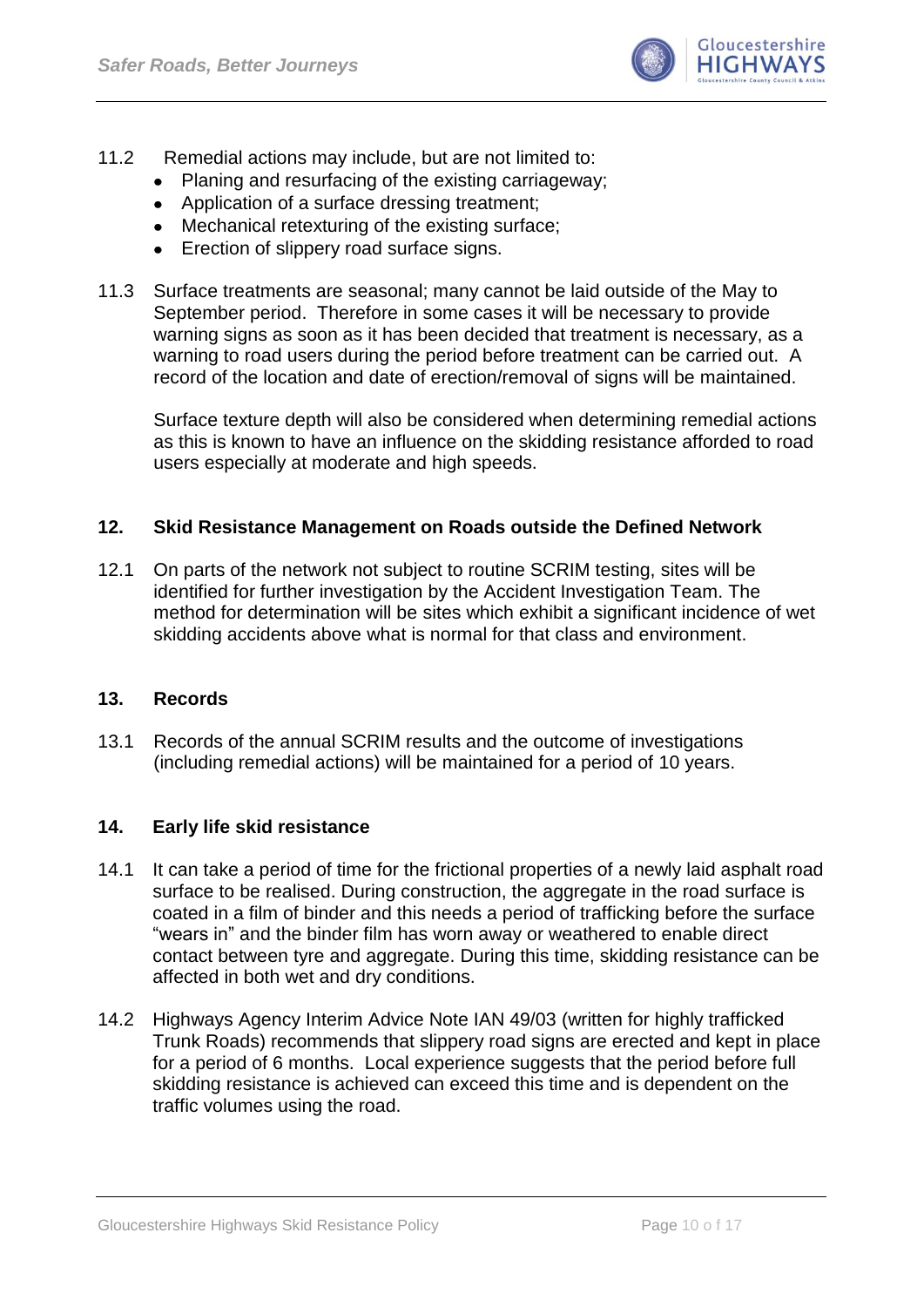11.2 Remedial actions may include, but are not limited to:

- Planing and resurfacing of the existing carriageway;
- Application of a surface dressing treatment;
- Mechanical retexturing of the existing surface;
- Erection of slippery road surface signs.

11.3 Surface treatments are seasonal; many cannot be laid outside of the May to September period. Therefore in some cases it will be necessary to provide warning signs as soon as it has been decided that treatment is necessary, as a warning to road users during the period before treatment can be carried out. A record of the location and date of erection/removal of signs will be maintained.

Surface texture depth will also be considered when determining remedial actions as this is known to have an influence on the skidding resistance afforded to road users especially at moderate and high speeds.

## 12. Skid Resistance Management on Roads outside the Defined Network

12.1 On parts of the network not subject to routine SCRIM testing, sites will be identified for further investigation by the Accident Investigation Team. The method for determination will be sites which exhibit a significant incidence of wet skidding accidents above what is normal for that class and environment.

## 13. Records

13.1 Records of the annual SCRIM results and the outcome of investigations (including remedial actions) will be maintained for a period of 10 years.

## 14. Early life skid resistance

14.1 It can take a period of time for the frictional properties of a newly laid asphalt road surface to be realised. During construction, the aggregate in the road surface is coated in a film of binder and this needs a period of trafficking before the surface "wears in" and the binder film has worn away or weathered to enable direct contact between tyre and aggregate. During this time, skidding resistance can be affected in both wet and dry conditions.

14.2 Highways Agency Interim Advice Note IAN 49/03 (written for highly trafficked Trunk Roads) recommends that slippery road signs are erected and kept in place for a period of 6 months. Local experience suggests that the period before full skidding resistance is achieved can exceed this time and is dependent on the traffic volumes using the road.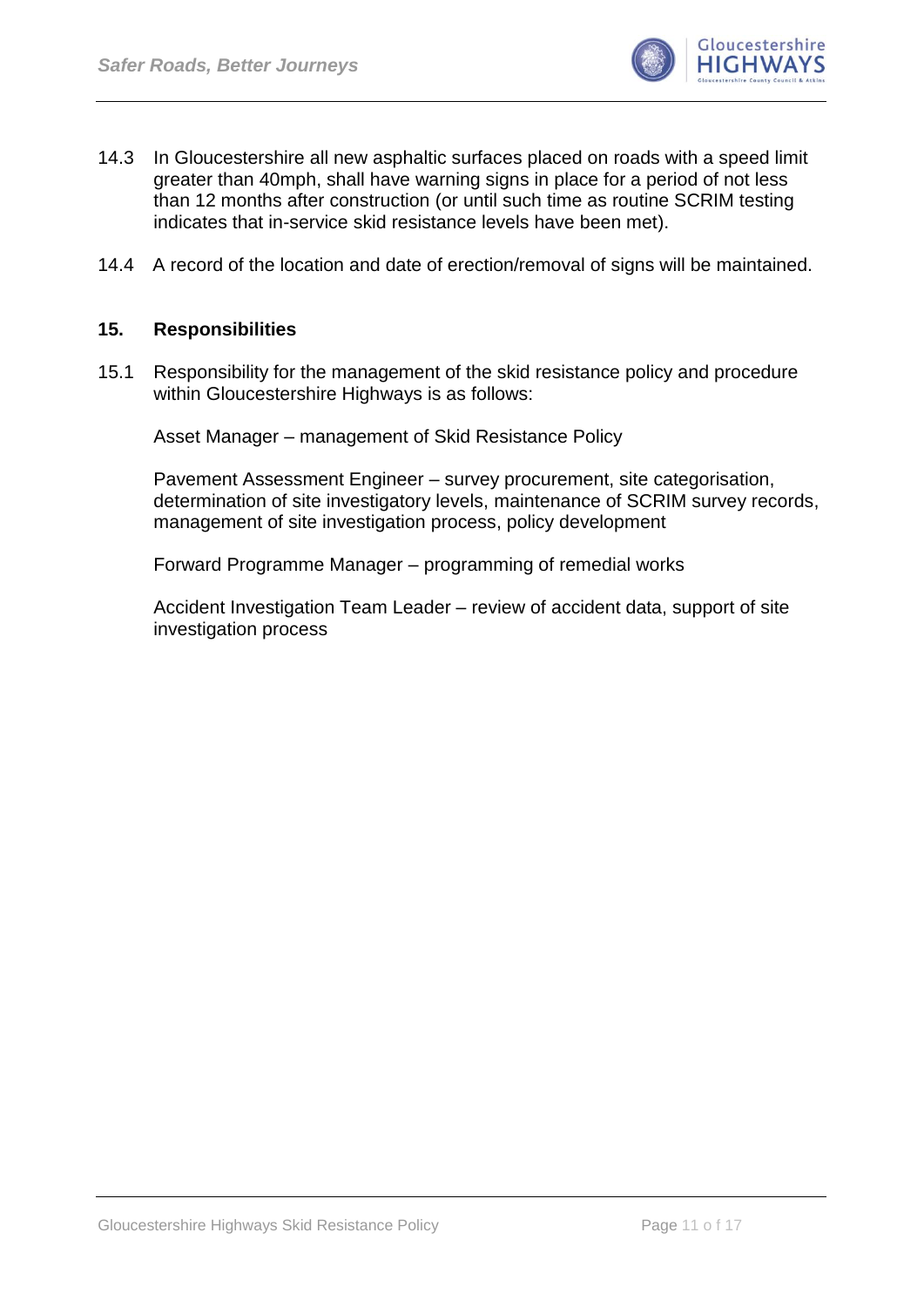14.3 In Gloucestershire all new asphaltic surfaces placed on roads with a speed limit greater than 40mph, shall have warning signs in place for a period of not less than 12 months after construction (or until such time as routine SCRIM testing indicates that in-service skid resistance levels have been met).

14.4 A record of the location and date of erection/removal of signs will be maintained.

## 15. Responsibilities

15.1 Responsibility for the management of the skid resistance policy and procedure within Gloucestershire Highways is as follows:

Asset Manager – management of Skid Resistance Policy

Pavement Assessment Engineer – survey procurement, site categorisation, determination of site investigatory levels, maintenance of SCRIM survey records, management of site investigation process, policy development

Forward Programme Manager – programming of remedial works

Accident Investigation Team Leader – review of accident data, support of site investigation process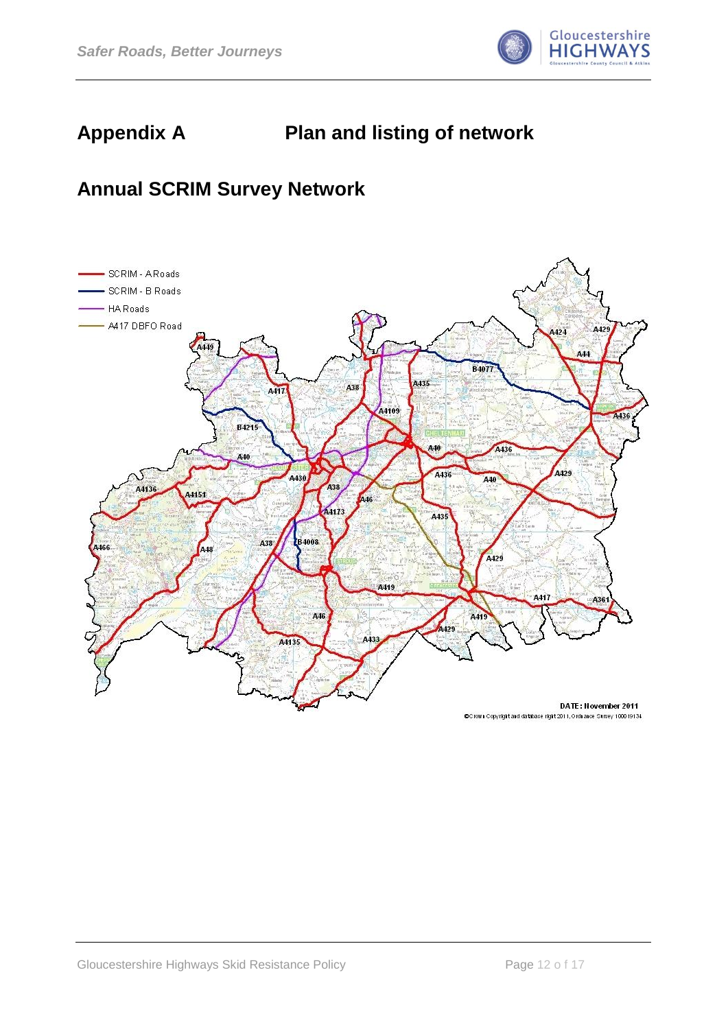# Appendix A Plan and listing of network

## Annual SCRIM Survey Network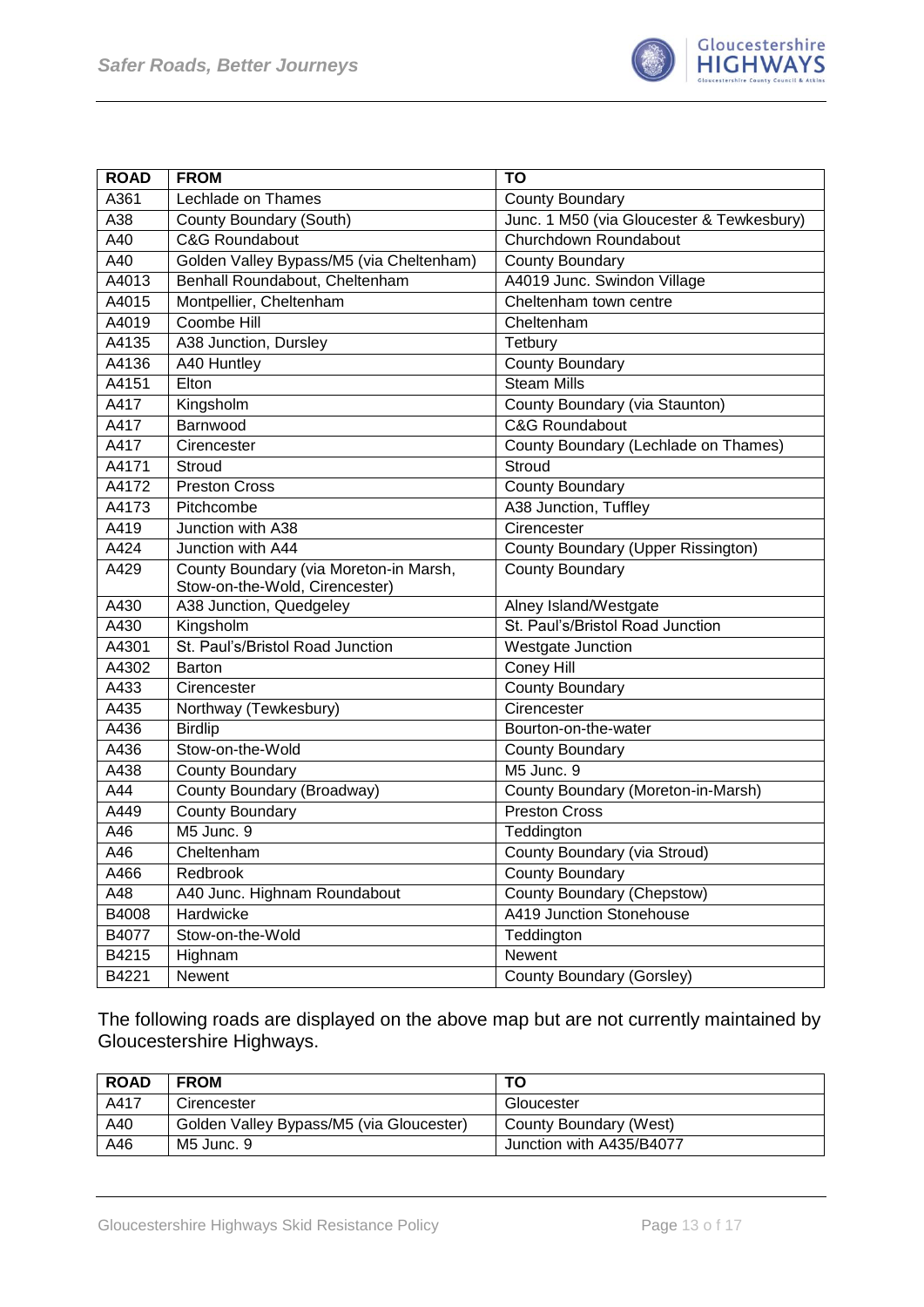| ROAD | FROM | TO |
|---|---|---|
| A361 | Lechlade on Thames | County Boundary |
| A38 | County Boundary (South) | Junc. 1 M50 (via Gloucester & Tewkesbury) |
| A40 | C&G Roundabout | Churchdown Roundabout |
| A40 | Golden Valley Bypass/M5 (via Cheltenham) | County Boundary |
| A4013 | Benhall Roundabout, Cheltenham | A4019 Junc. Swindon Village |
| A4015 | Montpellier, Cheltenham | Cheltenham town centre |
| A4019 | Coombe Hill | Cheltenham |
| A4135 | A38 Junction, Dursley | Tetbury |
| A4136 | A40 Huntley | County Boundary |
| A4151 | Elton | Steam Mills |
| A417 | Kingsholm | County Boundary (via Staunton) |
| A417 | Barnwood | C&G Roundabout |
| A417 | Cirencester | County Boundary (Lechlade on Thames) |
| A4171 | Stroud | Stroud |
| A4172 | Preston Cross | County Boundary |
| A4173 | Pitchcombe | A38 Junction, Tuffley |
| A419 | Junction with A38 | Cirencester |
| A424 | Junction with A44 | County Boundary (Upper Rissington) |
| A429 | County Boundary (via Moreton-in Marsh, Stow-on-the-Wold, Cirencester) | County Boundary |
| A430 | A38 Junction, Quedgeley | Alney Island/Westgate |
| A430 | Kingsholm | St. Paul's/Bristol Road Junction |
| A4301 | St. Paul's/Bristol Road Junction | Westgate Junction |
| A4302 | Barton | Coney Hill |
| A433 | Cirencester | County Boundary |
| A435 | Northway (Tewkesbury) | Cirencester |
| A436 | Birdlip | Bourton-on-the-water |
| A436 | Stow-on-the-Wold | County Boundary |
| A438 | County Boundary | M5 Junc. 9 |
| A44 | County Boundary (Broadway) | County Boundary (Moreton-in-Marsh) |
| A449 | County Boundary | Preston Cross |
| A46 | M5 Junc. 9 | Teddington |
| A46 | Cheltenham | County Boundary (via Stroud) |
| A466 | Redbrook | County Boundary |
| A48 | A40 Junc. Highnam Roundabout | County Boundary (Chepstow) |
| B4008 | Hardwicke | A419 Junction Stonehouse |
| B4077 | Stow-on-the-Wold | Teddington |
| B4215 | Highnam | Newent |
| B4221 | Newent | County Boundary (Gorsley) |

The following roads are displayed on the above map but are not currently maintained by Gloucestershire Highways.

| ROAD | FROM | TO |
|---|---|---|
| A417 | Cirencester | Gloucester |
| A40 | Golden Valley Bypass/M5 (via Gloucester) | County Boundary (West) |
| A46 | M5 Junc. 9 | Junction with A435/B4077 |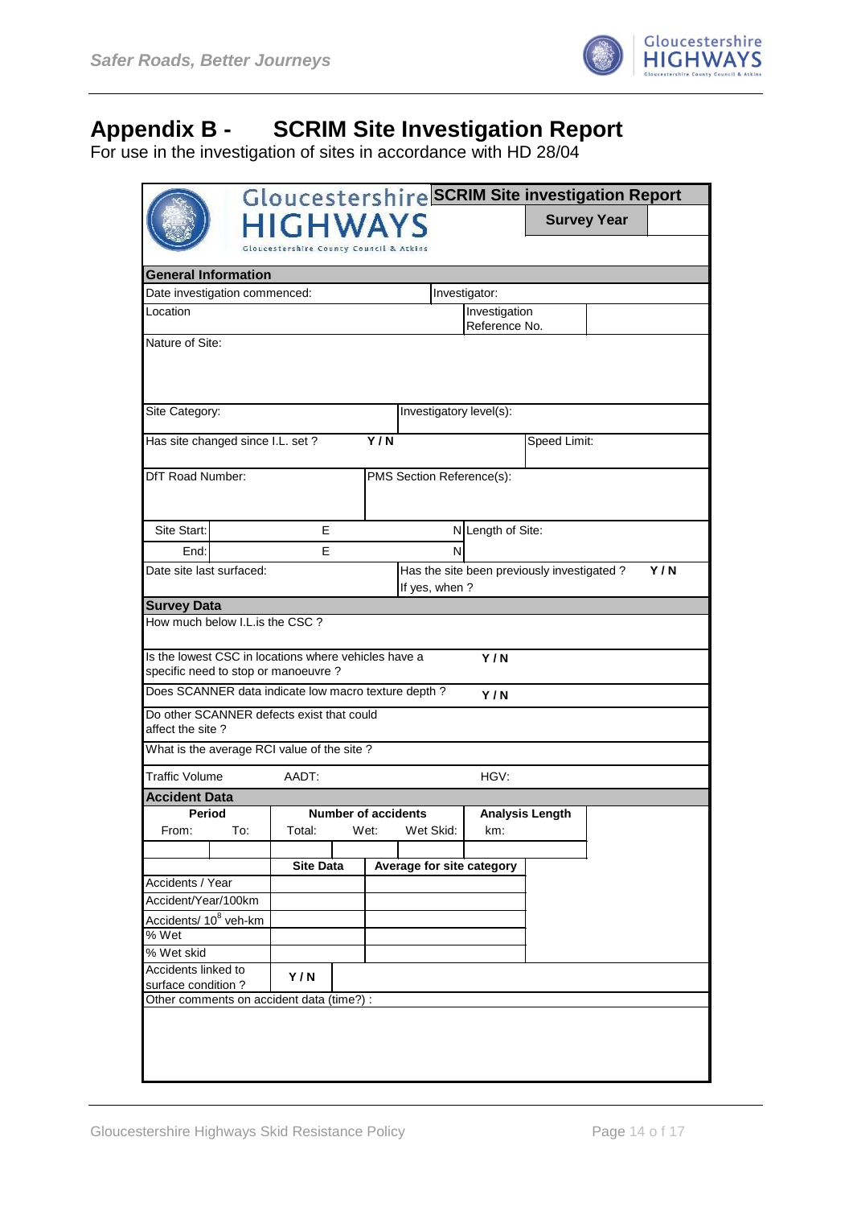# Appendix B - SCRIM Site Investigation Report

For use in the investigation of sites in accordance with HD 28/04

| Gloucestershire HIGHWAYS | SCRIM Site investigation Report | | |
|---|---|---|---|
| | Survey Year | | |

**General Information**

| | | | |
|---|---|---|---|
| Date investigation commenced: | | Investigator: | |
| Location | | Investigation Reference No. | |
| Nature of Site: | | | |
| Site Category: | | Investigatory level(s): | |
| Has site changed since I.L. set ? | Y / N | | Speed Limit: |
| DfT Road Number: | | PMS Section Reference(s): | |
| Site Start: | E | N | Length of Site: |
| End: | E | N | |
| Date site last surfaced: | | Has the site been previously investigated ? Y / N<br>If yes, when ? | |

**Survey Data**

| | | |
|---|---|---|
| How much below I.L.is the CSC ? | | |
| Is the lowest CSC in locations where vehicles have a specific need to stop or manoeuvre ? | Y / N | |
| Does SCANNER data indicate low macro texture depth ? | Y / N | |
| Do other SCANNER defects exist that could affect the site ? | | |
| What is the average RCI value of the site ? | | |
| Traffic Volume | AADT: | HGV: |

**Accident Data**

| Period | | Number of accidents | | | Analysis Length |
|---|---|---|---|---|---|
| From: | To: | Total: | Wet: | Wet Skid: | km: |
| | | | | | |

| | Site Data | Average for site category |
|---|---|---|
| Accidents / Year | | |
| Accident/Year/100km | | |
| Accidents/ $10^8$ veh-km | | |
| % Wet | | |
| % Wet skid | | |
| Accidents linked to surface condition ? | Y / N | |

Other comments on accident data (time?) :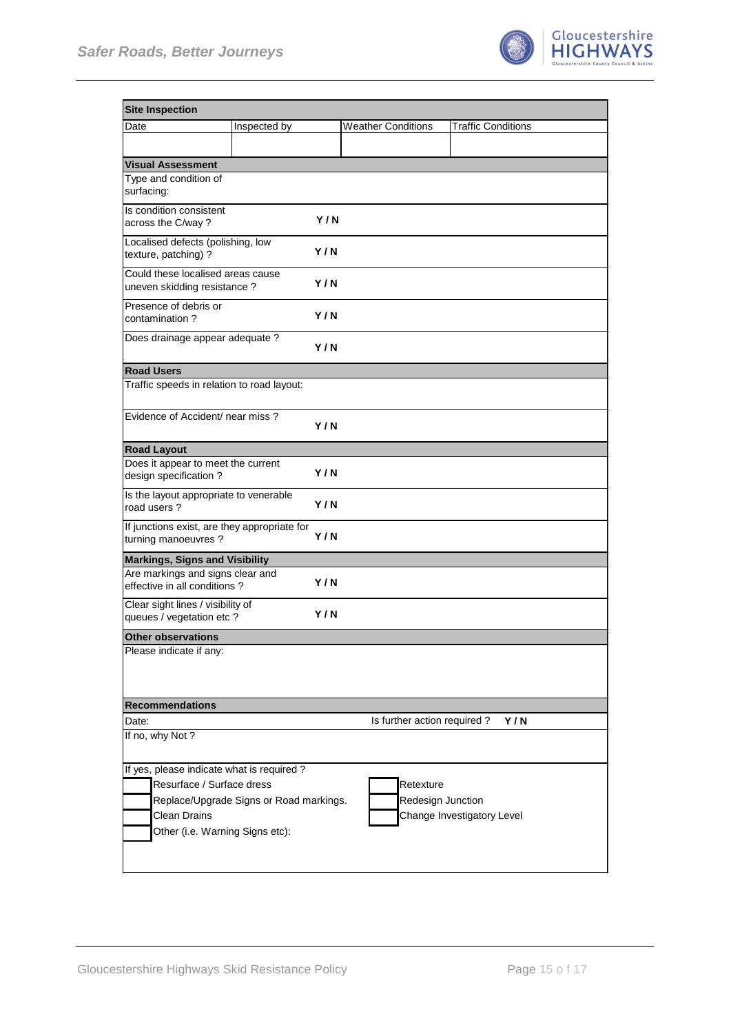| **Site Inspection** | | | |
|---|---|---|---|
| Date | Inspected by | Weather Conditions | Traffic Conditions |
| | | | |

| **Visual Assessment** | |
|---|---|
| Type and condition of surfacing: | |
| Is condition consistent across the C/way ? | **Y / N** |
| Localised defects (polishing, low texture, patching) ? | **Y / N** |
| Could these localised areas cause uneven skidding resistance ? | **Y / N** |
| Presence of debris or contamination ? | **Y / N** |
| Does drainage appear adequate ? | **Y / N** |
| **Road Users** | |
| Traffic speeds in relation to road layout: | |
| Evidence of Accident/ near miss ? | **Y / N** |
| **Road Layout** | |
| Does it appear to meet the current design specification ? | **Y / N** |
| Is the layout appropriate to venerable road users ? | **Y / N** |
| If junctions exist, are they appropriate for turning manoeuvres ? | **Y / N** |
| **Markings, Signs and Visibility** | |
| Are markings and signs clear and effective in all conditions ? | **Y / N** |
| Clear sight lines / visibility of queues / vegetation etc ? | **Y / N** |
| **Other observations** | |
| Please indicate if any: | |

**Recommendations**

Date: Is further action required ? **Y / N**

If no, why Not ?

If yes, please indicate what is required ?

- ☐ Resurface / Surface dress
- ☐ Retexture
- ☐ Replace/Upgrade Signs or Road markings.
- ☐ Redesign Junction
- ☐ Clean Drains
- ☐ Change Investigatory Level
- ☐ Other (i.e. Warning Signs etc):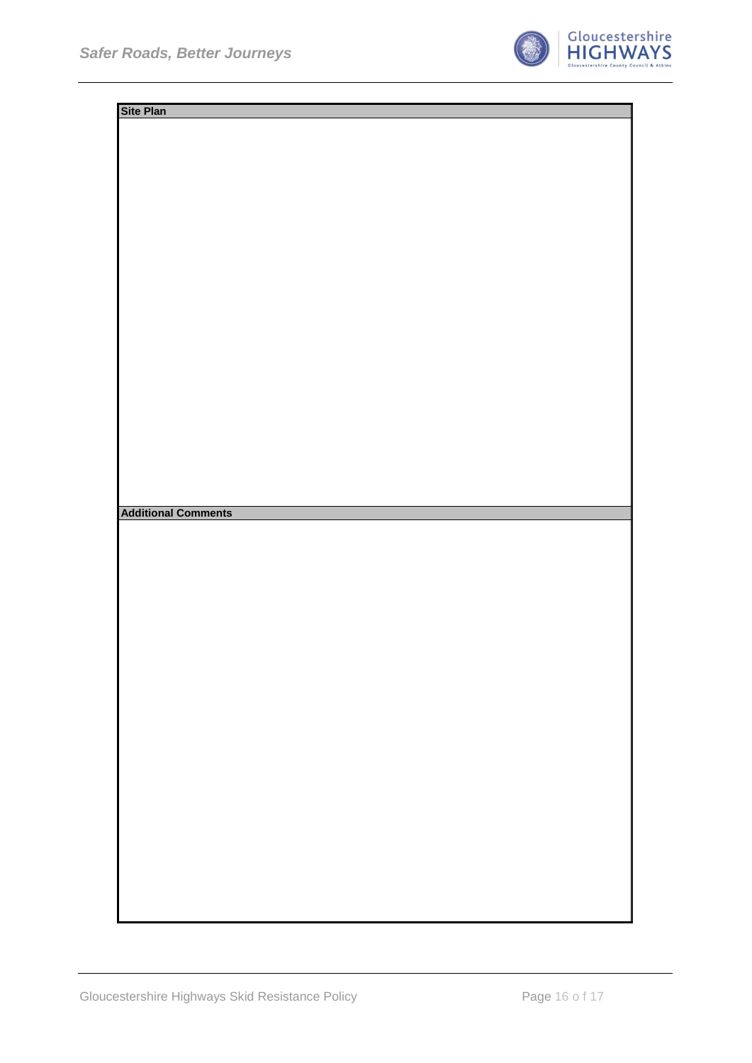| Site Plan |
| --- |
| |
| **Additional Comments** |
| |